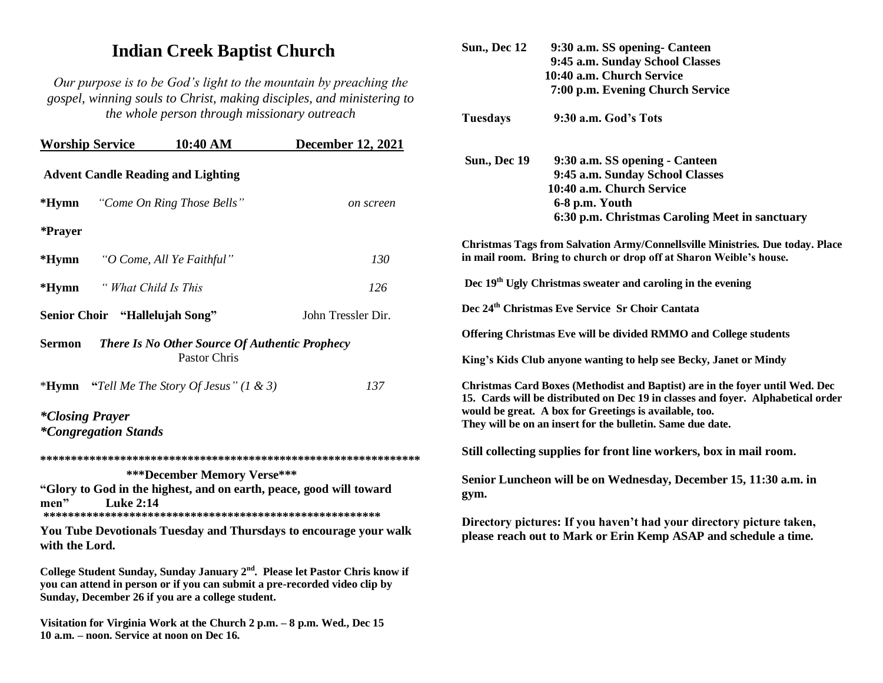# Indian Creek Baptist Church

*Our purpose is to be God's light to the mountain by preaching the gospel, winning souls to Christ, making disciples, and ministering to the whole person through missionary outreach*

**Worship Service 10:40 AM December 12, 2021**

**Advent Candle Reading and Lighting**

**\*Hymn** *"Come On Ring Those Bells"* *on screen*

**\*Prayer**

**\*Hymn** *"O Come, All Ye Faithful"* *130*

**\*Hymn** *" What Child Is This* *126*

**Senior Choir "Hallelujah Song"** John Tressler Dir.

**Sermon** ***There Is No Other Source Of Authentic Prophecy***
Pastor Chris

\***Hymn "***Tell Me The Story Of Jesus" (1 & 3)* *137*

***\*Closing Prayer***
***\*Congregation Stands***

**\*\*\*\*\*\*\*\*\*\*\*\*\*\*\*\*\*\*\*\*\*\*\*\*\*\*\*\*\*\*\*\*\*\*\*\*\*\*\*\*\*\*\*\*\*\*\*\*\*\*\*\*\*\*\*\*\*\*\*\*\*\*\*\***

**\*\*\*December Memory Verse\*\*\***

**"Glory to God in the highest, and on earth, peace, good will toward men" Luke 2:14**

**\*\*\*\*\*\*\*\*\*\*\*\*\*\*\*\*\*\*\*\*\*\*\*\*\*\*\*\*\*\*\*\*\*\*\*\*\*\*\*\*\*\*\*\*\*\*\*\*\*\*\*\*\*\*\*\*\***

**You Tube Devotionals Tuesday and Thursdays to encourage your walk with the Lord.**

**College Student Sunday, Sunday January 2nd. Please let Pastor Chris know if you can attend in person or if you can submit a pre-recorded video clip by Sunday, December 26 if you are a college student.**

**Visitation for Virginia Work at the Church 2 p.m. – 8 p.m. Wed., Dec 15 10 a.m. – noon. Service at noon on Dec 16.**

**Sun., Dec 12** 9:30 a.m. SS opening- Canteen
9:45 a.m. Sunday School Classes
10:40 a.m. Church Service
7:00 p.m. Evening Church Service

**Tuesdays** 9:30 a.m. God's Tots

**Sun., Dec 19** 9:30 a.m. SS opening - Canteen
9:45 a.m. Sunday School Classes
10:40 a.m. Church Service
6-8 p.m. Youth
6:30 p.m. Christmas Caroling Meet in sanctuary

**Christmas Tags from Salvation Army/Connellsville Ministries. Due today. Place in mail room. Bring to church or drop off at Sharon Weible's house.**

**Dec 19th Ugly Christmas sweater and caroling in the evening**

**Dec 24th Christmas Eve Service Sr Choir Cantata**

**Offering Christmas Eve will be divided RMMO and College students**

**King's Kids Club anyone wanting to help see Becky, Janet or Mindy**

**Christmas Card Boxes (Methodist and Baptist) are in the foyer until Wed. Dec 15. Cards will be distributed on Dec 19 in classes and foyer. Alphabetical order would be great. A box for Greetings is available, too.
They will be on an insert for the bulletin. Same due date.**

**Still collecting supplies for front line workers, box in mail room.**

**Senior Luncheon will be on Wednesday, December 15, 11:30 a.m. in gym.**

**Directory pictures: If you haven't had your directory picture taken, please reach out to Mark or Erin Kemp ASAP and schedule a time.**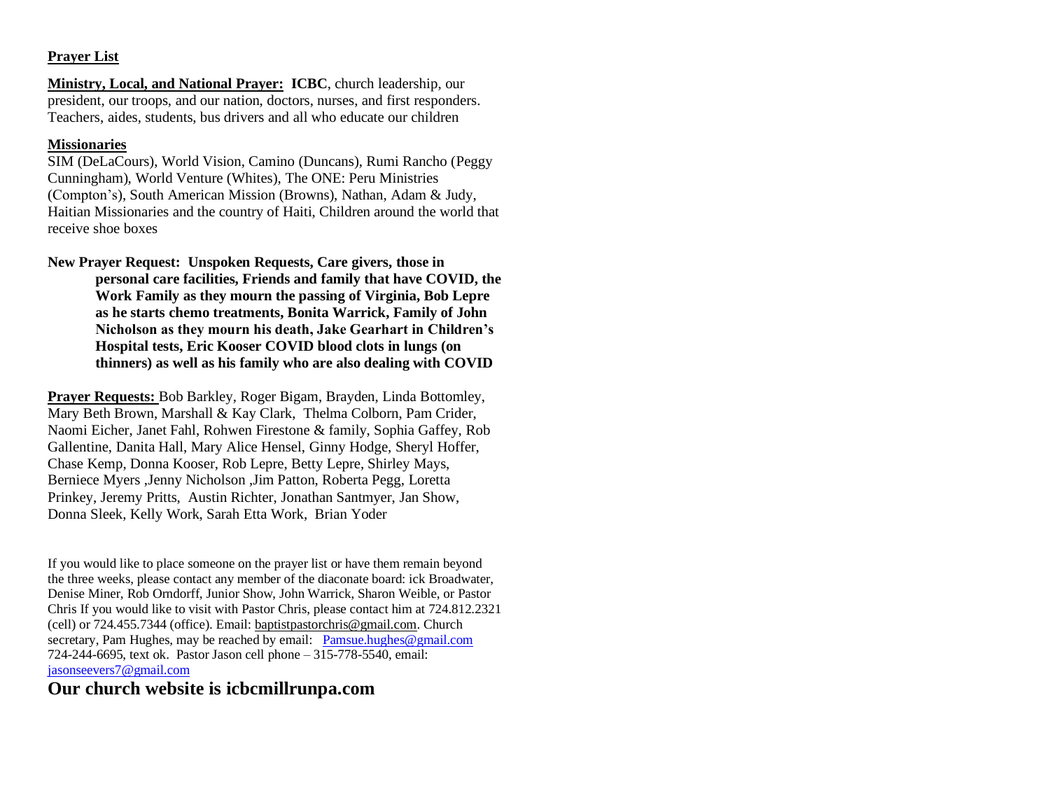**Prayer List**

**Ministry, Local, and National Prayer:** **ICBC**, church leadership, our president, our troops, and our nation, doctors, nurses, and first responders. Teachers, aides, students, bus drivers and all who educate our children

**Missionaries**

SIM (DeLaCours), World Vision, Camino (Duncans), Rumi Rancho (Peggy Cunningham), World Venture (Whites), The ONE: Peru Ministries (Compton's), South American Mission (Browns), Nathan, Adam & Judy, Haitian Missionaries and the country of Haiti, Children around the world that receive shoe boxes

**New Prayer Request: Unspoken Requests, Care givers, those in personal care facilities, Friends and family that have COVID, the Work Family as they mourn the passing of Virginia, Bob Lepre as he starts chemo treatments, Bonita Warrick, Family of John Nicholson as they mourn his death, Jake Gearhart in Children's Hospital tests, Eric Kooser COVID blood clots in lungs (on thinners) as well as his family who are also dealing with COVID**

**Prayer Requests:** Bob Barkley, Roger Bigam, Brayden, Linda Bottomley, Mary Beth Brown, Marshall & Kay Clark, Thelma Colborn, Pam Crider, Naomi Eicher, Janet Fahl, Rohwen Firestone & family, Sophia Gaffey, Rob Gallentine, Danita Hall, Mary Alice Hensel, Ginny Hodge, Sheryl Hoffer, Chase Kemp, Donna Kooser, Rob Lepre, Betty Lepre, Shirley Mays, Berniece Myers ,Jenny Nicholson ,Jim Patton, Roberta Pegg, Loretta Prinkey, Jeremy Pritts, Austin Richter, Jonathan Santmyer, Jan Show, Donna Sleek, Kelly Work, Sarah Etta Work, Brian Yoder

If you would like to place someone on the prayer list or have them remain beyond the three weeks, please contact any member of the diaconate board: ick Broadwater, Denise Miner, Rob Orndorff, Junior Show, John Warrick, Sharon Weible, or Pastor Chris If you would like to visit with Pastor Chris, please contact him at 724.812.2321 (cell) or 724.455.7344 (office). Email: baptistpastorchris@gmail.com. Church secretary, Pam Hughes, may be reached by email: Pamsue.hughes@gmail.com 724-244-6695, text ok. Pastor Jason cell phone – 315-778-5540, email: jasonseevers7@gmail.com

**Our church website is icbcmillrunpa.com**